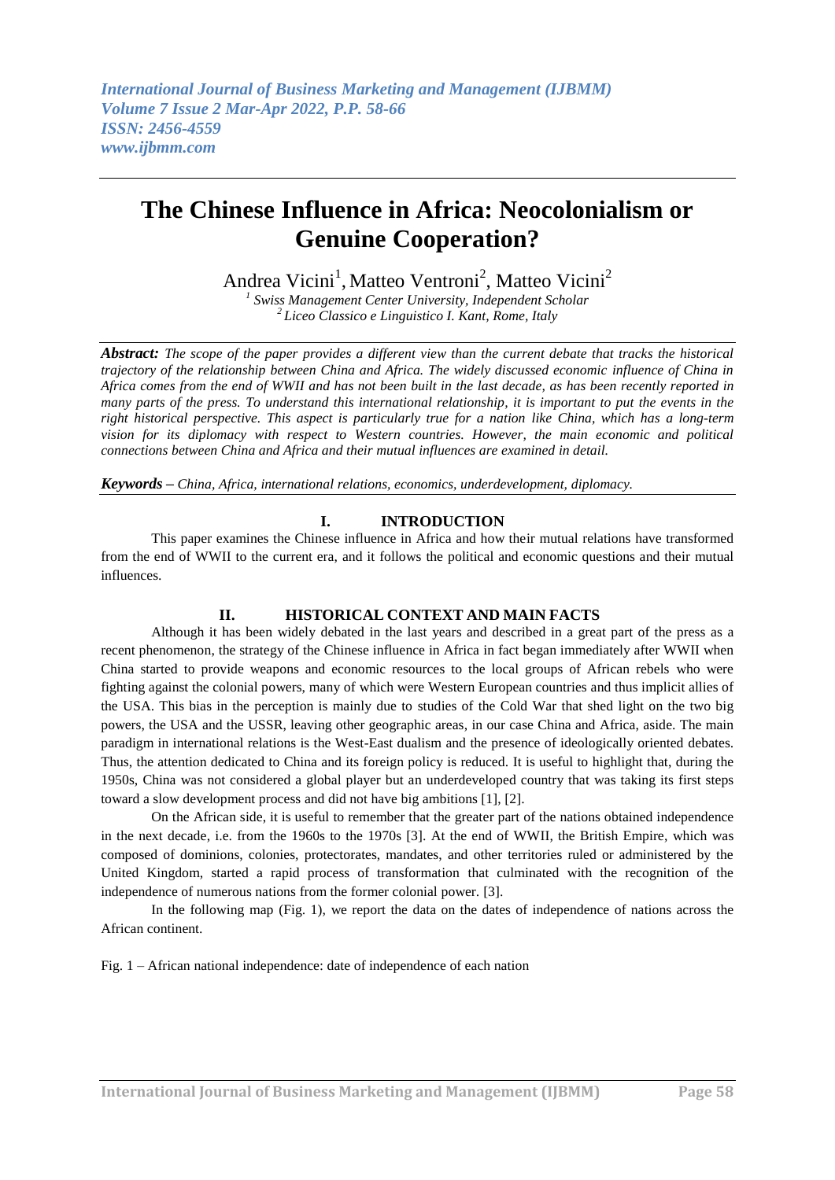# The Chinese Influence in Africa: Neocolonialism or Genuine Cooperation?

Andrea Vicini[1], Matteo Ventroni[2], Matteo Vicini[2]

[1] *Swiss Management Center University, Independent Scholar*
[2] *Liceo Classico e Linguistico I. Kant, Rome, Italy*

***Abstract:*** *The scope of the paper provides a different view than the current debate that tracks the historical trajectory of the relationship between China and Africa. The widely discussed economic influence of China in Africa comes from the end of WWII and has not been built in the last decade, as has been recently reported in many parts of the press. To understand this international relationship, it is important to put the events in the right historical perspective. This aspect is particularly true for a nation like China, which has a long-term vision for its diplomacy with respect to Western countries. However, the main economic and political connections between China and Africa and their mutual influences are examined in detail.*

***Keywords*** *– China, Africa, international relations, economics, underdevelopment, diplomacy.*

## I. INTRODUCTION

This paper examines the Chinese influence in Africa and how their mutual relations have transformed from the end of WWII to the current era, and it follows the political and economic questions and their mutual influences.

## II. HISTORICAL CONTEXT AND MAIN FACTS

Although it has been widely debated in the last years and described in a great part of the press as a recent phenomenon, the strategy of the Chinese influence in Africa in fact began immediately after WWII when China started to provide weapons and economic resources to the local groups of African rebels who were fighting against the colonial powers, many of which were Western European countries and thus implicit allies of the USA. This bias in the perception is mainly due to studies of the Cold War that shed light on the two big powers, the USA and the USSR, leaving other geographic areas, in our case China and Africa, aside. The main paradigm in international relations is the West-East dualism and the presence of ideologically oriented debates. Thus, the attention dedicated to China and its foreign policy is reduced. It is useful to highlight that, during the 1950s, China was not considered a global player but an underdeveloped country that was taking its first steps toward a slow development process and did not have big ambitions [1], [2].

On the African side, it is useful to remember that the greater part of the nations obtained independence in the next decade, i.e. from the 1960s to the 1970s [3]. At the end of WWII, the British Empire, which was composed of dominions, colonies, protectorates, mandates, and other territories ruled or administered by the United Kingdom, started a rapid process of transformation that culminated with the recognition of the independence of numerous nations from the former colonial power. [3].

In the following map (Fig. 1), we report the data on the dates of independence of nations across the African continent.

Fig. 1 – African national independence: date of independence of each nation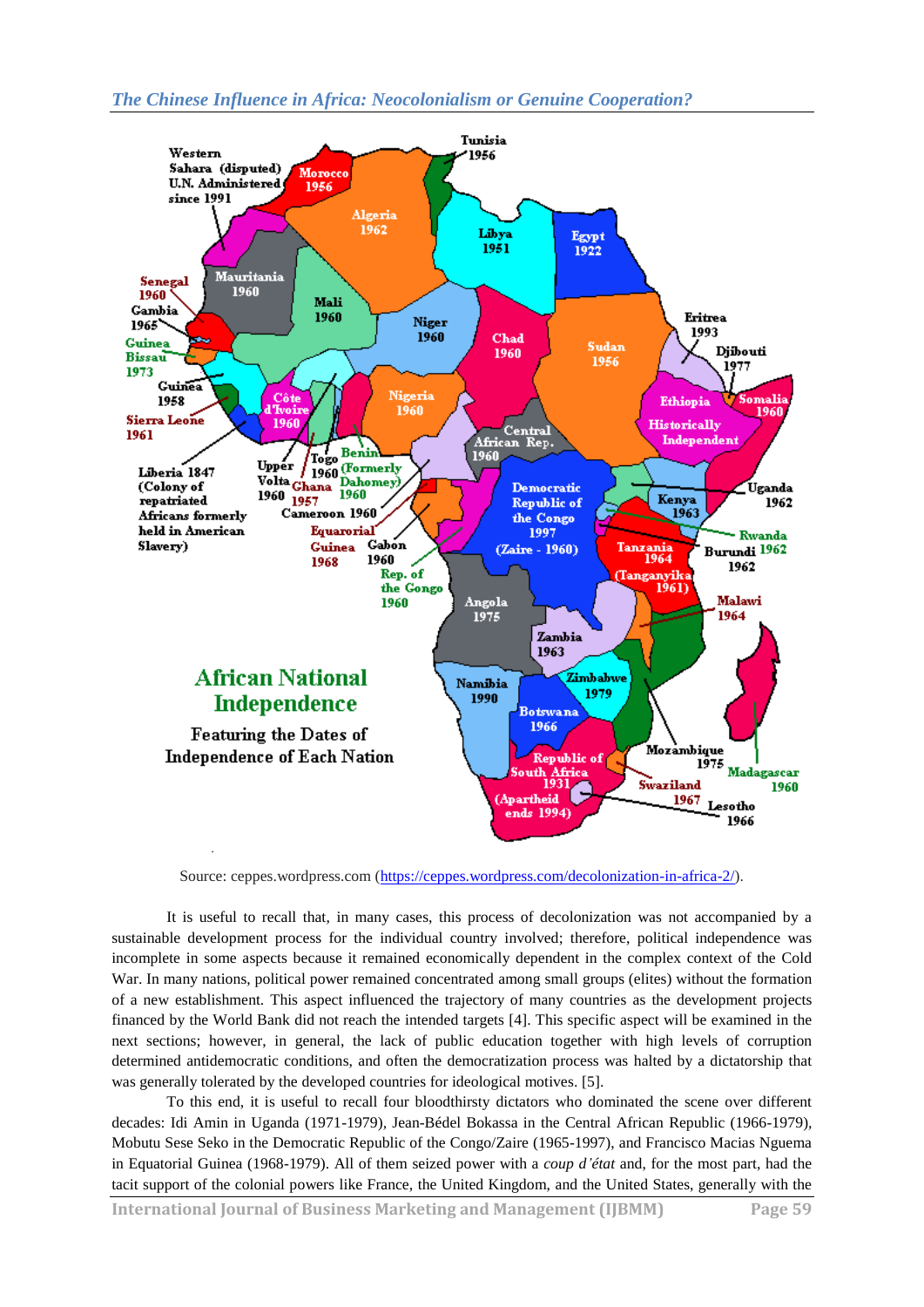Source: ceppes.wordpress.com (https://ceppes.wordpress.com/decolonization-in-africa-2/).

It is useful to recall that, in many cases, this process of decolonization was not accompanied by a sustainable development process for the individual country involved; therefore, political independence was incomplete in some aspects because it remained economically dependent in the complex context of the Cold War. In many nations, political power remained concentrated among small groups (elites) without the formation of a new establishment. This aspect influenced the trajectory of many countries as the development projects financed by the World Bank did not reach the intended targets [4]. This specific aspect will be examined in the next sections; however, in general, the lack of public education together with high levels of corruption determined antidemocratic conditions, and often the democratization process was halted by a dictatorship that was generally tolerated by the developed countries for ideological motives. [5].

To this end, it is useful to recall four bloodthirsty dictators who dominated the scene over different decades: Idi Amin in Uganda (1971-1979), Jean-Bédel Bokassa in the Central African Republic (1966-1979), Mobutu Sese Seko in the Democratic Republic of the Congo/Zaire (1965-1997), and Francisco Macias Nguema in Equatorial Guinea (1968-1979). All of them seized power with a *coup d'état* and, for the most part, had the tacit support of the colonial powers like France, the United Kingdom, and the United States, generally with the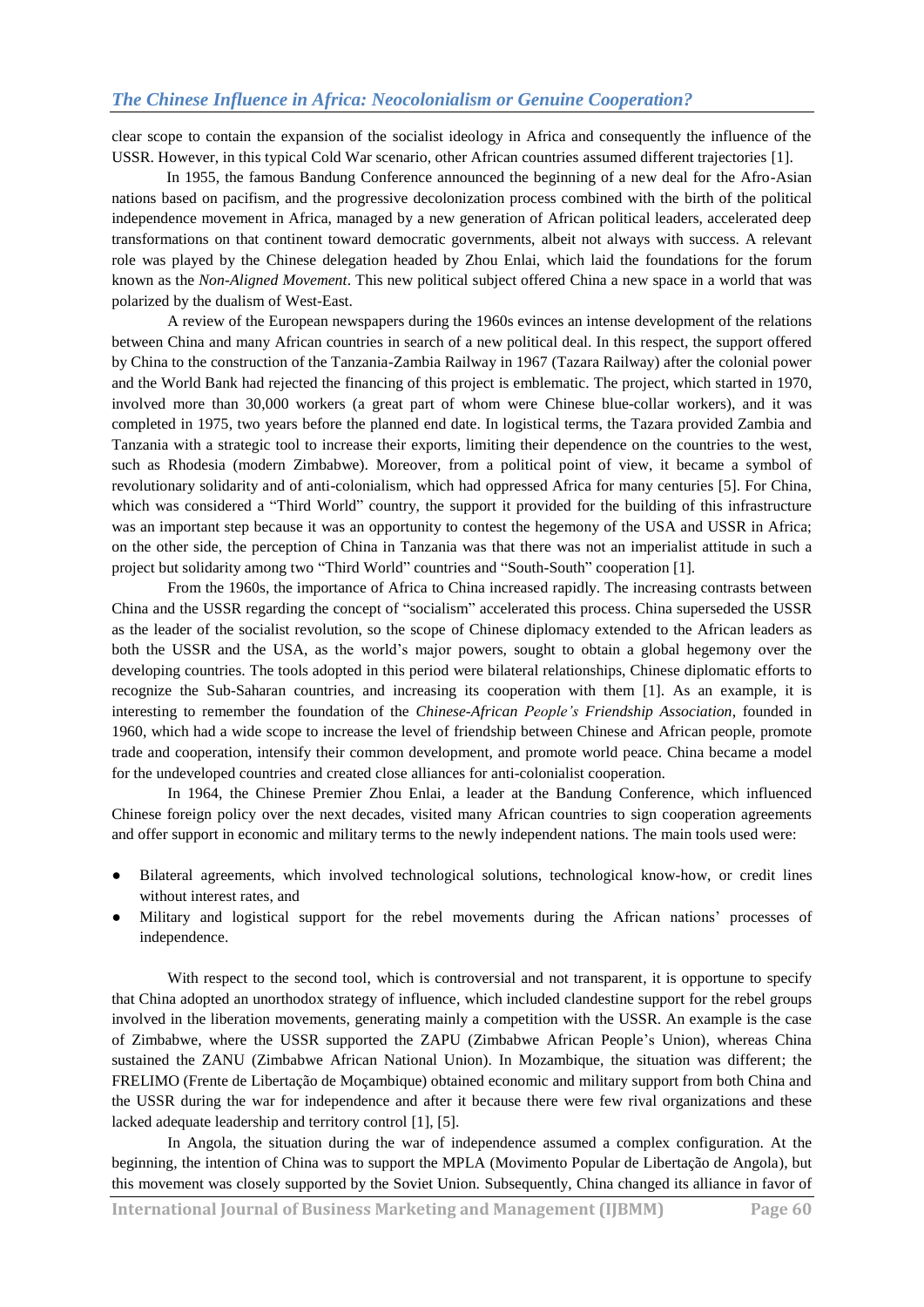clear scope to contain the expansion of the socialist ideology in Africa and consequently the influence of the USSR. However, in this typical Cold War scenario, other African countries assumed different trajectories [1].

In 1955, the famous Bandung Conference announced the beginning of a new deal for the Afro-Asian nations based on pacifism, and the progressive decolonization process combined with the birth of the political independence movement in Africa, managed by a new generation of African political leaders, accelerated deep transformations on that continent toward democratic governments, albeit not always with success. A relevant role was played by the Chinese delegation headed by Zhou Enlai, which laid the foundations for the forum known as the *Non-Aligned Movement*. This new political subject offered China a new space in a world that was polarized by the dualism of West-East.

A review of the European newspapers during the 1960s evinces an intense development of the relations between China and many African countries in search of a new political deal. In this respect, the support offered by China to the construction of the Tanzania-Zambia Railway in 1967 (Tazara Railway) after the colonial power and the World Bank had rejected the financing of this project is emblematic. The project, which started in 1970, involved more than 30,000 workers (a great part of whom were Chinese blue-collar workers), and it was completed in 1975, two years before the planned end date. In logistical terms, the Tazara provided Zambia and Tanzania with a strategic tool to increase their exports, limiting their dependence on the countries to the west, such as Rhodesia (modern Zimbabwe). Moreover, from a political point of view, it became a symbol of revolutionary solidarity and of anti-colonialism, which had oppressed Africa for many centuries [5]. For China, which was considered a "Third World" country, the support it provided for the building of this infrastructure was an important step because it was an opportunity to contest the hegemony of the USA and USSR in Africa; on the other side, the perception of China in Tanzania was that there was not an imperialist attitude in such a project but solidarity among two "Third World" countries and "South-South" cooperation [1].

From the 1960s, the importance of Africa to China increased rapidly. The increasing contrasts between China and the USSR regarding the concept of "socialism" accelerated this process. China superseded the USSR as the leader of the socialist revolution, so the scope of Chinese diplomacy extended to the African leaders as both the USSR and the USA, as the world's major powers, sought to obtain a global hegemony over the developing countries. The tools adopted in this period were bilateral relationships, Chinese diplomatic efforts to recognize the Sub-Saharan countries, and increasing its cooperation with them [1]. As an example, it is interesting to remember the foundation of the *Chinese-African People's Friendship Association*, founded in 1960, which had a wide scope to increase the level of friendship between Chinese and African people, promote trade and cooperation, intensify their common development, and promote world peace. China became a model for the undeveloped countries and created close alliances for anti-colonialist cooperation.

In 1964, the Chinese Premier Zhou Enlai, a leader at the Bandung Conference, which influenced Chinese foreign policy over the next decades, visited many African countries to sign cooperation agreements and offer support in economic and military terms to the newly independent nations. The main tools used were:

- Bilateral agreements, which involved technological solutions, technological know-how, or credit lines without interest rates, and
- Military and logistical support for the rebel movements during the African nations' processes of independence.

With respect to the second tool, which is controversial and not transparent, it is opportune to specify that China adopted an unorthodox strategy of influence, which included clandestine support for the rebel groups involved in the liberation movements, generating mainly a competition with the USSR. An example is the case of Zimbabwe, where the USSR supported the ZAPU (Zimbabwe African People's Union), whereas China sustained the ZANU (Zimbabwe African National Union). In Mozambique, the situation was different; the FRELIMO (Frente de Libertação de Moçambique) obtained economic and military support from both China and the USSR during the war for independence and after it because there were few rival organizations and these lacked adequate leadership and territory control [1], [5].

In Angola, the situation during the war of independence assumed a complex configuration. At the beginning, the intention of China was to support the MPLA (Movimento Popular de Libertação de Angola), but this movement was closely supported by the Soviet Union. Subsequently, China changed its alliance in favor of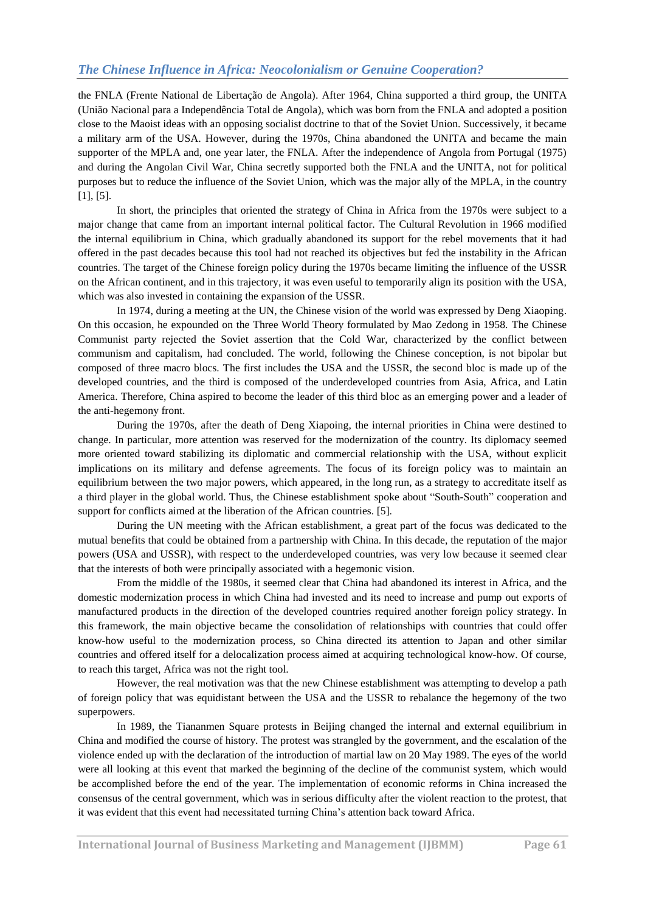the FNLA (Frente National de Libertação de Angola). After 1964, China supported a third group, the UNITA (União Nacional para a Independência Total de Angola), which was born from the FNLA and adopted a position close to the Maoist ideas with an opposing socialist doctrine to that of the Soviet Union. Successively, it became a military arm of the USA. However, during the 1970s, China abandoned the UNITA and became the main supporter of the MPLA and, one year later, the FNLA. After the independence of Angola from Portugal (1975) and during the Angolan Civil War, China secretly supported both the FNLA and the UNITA, not for political purposes but to reduce the influence of the Soviet Union, which was the major ally of the MPLA, in the country [1], [5].

In short, the principles that oriented the strategy of China in Africa from the 1970s were subject to a major change that came from an important internal political factor. The Cultural Revolution in 1966 modified the internal equilibrium in China, which gradually abandoned its support for the rebel movements that it had offered in the past decades because this tool had not reached its objectives but fed the instability in the African countries. The target of the Chinese foreign policy during the 1970s became limiting the influence of the USSR on the African continent, and in this trajectory, it was even useful to temporarily align its position with the USA, which was also invested in containing the expansion of the USSR.

In 1974, during a meeting at the UN, the Chinese vision of the world was expressed by Deng Xiaoping. On this occasion, he expounded on the Three World Theory formulated by Mao Zedong in 1958. The Chinese Communist party rejected the Soviet assertion that the Cold War, characterized by the conflict between communism and capitalism, had concluded. The world, following the Chinese conception, is not bipolar but composed of three macro blocs. The first includes the USA and the USSR, the second bloc is made up of the developed countries, and the third is composed of the underdeveloped countries from Asia, Africa, and Latin America. Therefore, China aspired to become the leader of this third bloc as an emerging power and a leader of the anti-hegemony front.

During the 1970s, after the death of Deng Xiapoing, the internal priorities in China were destined to change. In particular, more attention was reserved for the modernization of the country. Its diplomacy seemed more oriented toward stabilizing its diplomatic and commercial relationship with the USA, without explicit implications on its military and defense agreements. The focus of its foreign policy was to maintain an equilibrium between the two major powers, which appeared, in the long run, as a strategy to accreditate itself as a third player in the global world. Thus, the Chinese establishment spoke about "South-South" cooperation and support for conflicts aimed at the liberation of the African countries. [5].

During the UN meeting with the African establishment, a great part of the focus was dedicated to the mutual benefits that could be obtained from a partnership with China. In this decade, the reputation of the major powers (USA and USSR), with respect to the underdeveloped countries, was very low because it seemed clear that the interests of both were principally associated with a hegemonic vision.

From the middle of the 1980s, it seemed clear that China had abandoned its interest in Africa, and the domestic modernization process in which China had invested and its need to increase and pump out exports of manufactured products in the direction of the developed countries required another foreign policy strategy. In this framework, the main objective became the consolidation of relationships with countries that could offer know-how useful to the modernization process, so China directed its attention to Japan and other similar countries and offered itself for a delocalization process aimed at acquiring technological know-how. Of course, to reach this target, Africa was not the right tool.

However, the real motivation was that the new Chinese establishment was attempting to develop a path of foreign policy that was equidistant between the USA and the USSR to rebalance the hegemony of the two superpowers.

In 1989, the Tiananmen Square protests in Beijing changed the internal and external equilibrium in China and modified the course of history. The protest was strangled by the government, and the escalation of the violence ended up with the declaration of the introduction of martial law on 20 May 1989. The eyes of the world were all looking at this event that marked the beginning of the decline of the communist system, which would be accomplished before the end of the year. The implementation of economic reforms in China increased the consensus of the central government, which was in serious difficulty after the violent reaction to the protest, that it was evident that this event had necessitated turning China's attention back toward Africa.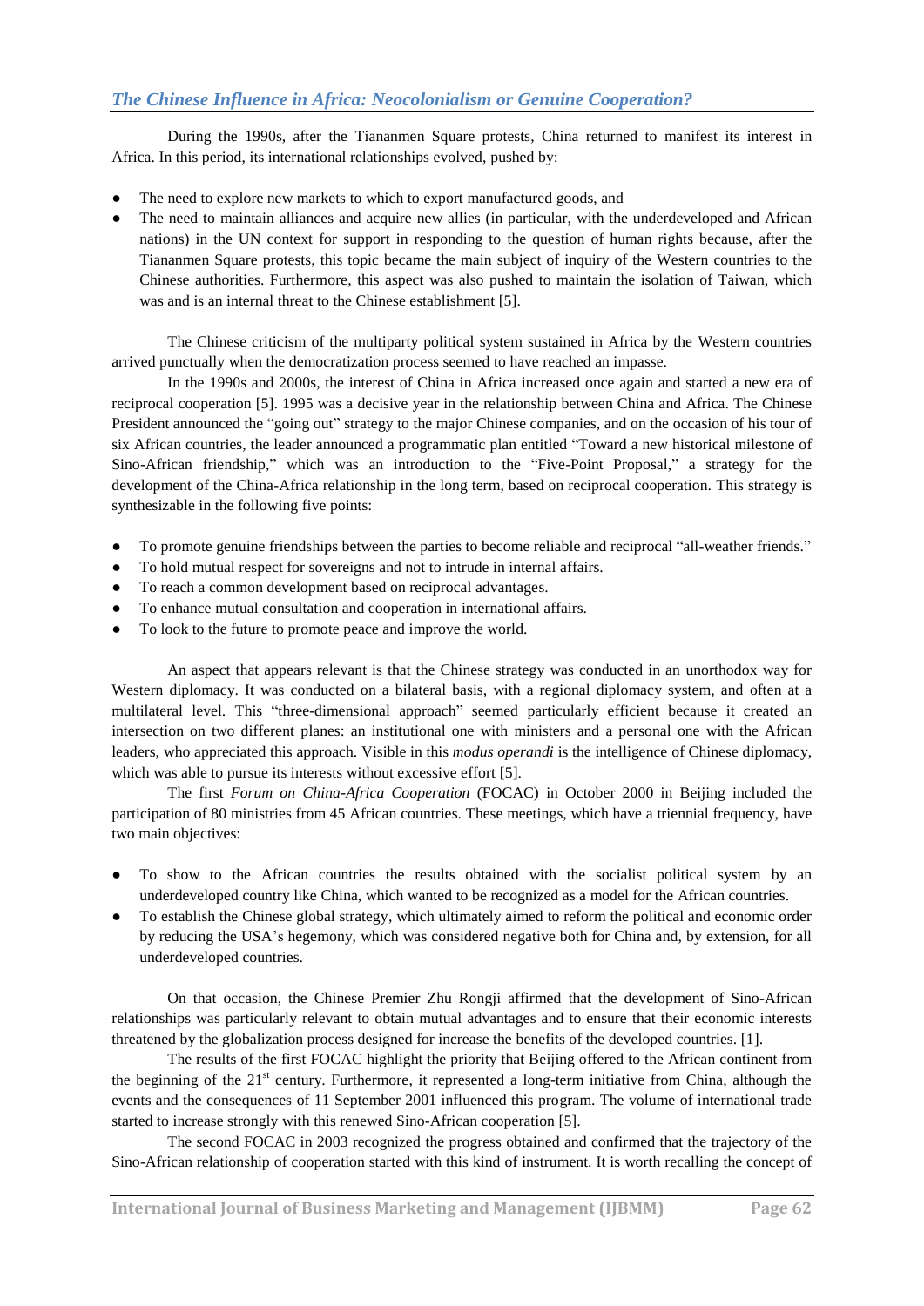## *The Chinese Influence in Africa: Neocolonialism or Genuine Cooperation?*

During the 1990s, after the Tiananmen Square protests, China returned to manifest its interest in Africa. In this period, its international relationships evolved, pushed by:

- The need to explore new markets to which to export manufactured goods, and
- The need to maintain alliances and acquire new allies (in particular, with the underdeveloped and African nations) in the UN context for support in responding to the question of human rights because, after the Tiananmen Square protests, this topic became the main subject of inquiry of the Western countries to the Chinese authorities. Furthermore, this aspect was also pushed to maintain the isolation of Taiwan, which was and is an internal threat to the Chinese establishment [5].

The Chinese criticism of the multiparty political system sustained in Africa by the Western countries arrived punctually when the democratization process seemed to have reached an impasse.

In the 1990s and 2000s, the interest of China in Africa increased once again and started a new era of reciprocal cooperation [5]. 1995 was a decisive year in the relationship between China and Africa. The Chinese President announced the "going out" strategy to the major Chinese companies, and on the occasion of his tour of six African countries, the leader announced a programmatic plan entitled "Toward a new historical milestone of Sino-African friendship," which was an introduction to the "Five-Point Proposal," a strategy for the development of the China-Africa relationship in the long term, based on reciprocal cooperation. This strategy is synthesizable in the following five points:

- To promote genuine friendships between the parties to become reliable and reciprocal "all-weather friends."
- To hold mutual respect for sovereigns and not to intrude in internal affairs.
- To reach a common development based on reciprocal advantages.
- To enhance mutual consultation and cooperation in international affairs.
- To look to the future to promote peace and improve the world.

An aspect that appears relevant is that the Chinese strategy was conducted in an unorthodox way for Western diplomacy. It was conducted on a bilateral basis, with a regional diplomacy system, and often at a multilateral level. This "three-dimensional approach" seemed particularly efficient because it created an intersection on two different planes: an institutional one with ministers and a personal one with the African leaders, who appreciated this approach. Visible in this *modus operandi* is the intelligence of Chinese diplomacy, which was able to pursue its interests without excessive effort [5].

The first *Forum on China-Africa Cooperation* (FOCAC) in October 2000 in Beijing included the participation of 80 ministries from 45 African countries. These meetings, which have a triennial frequency, have two main objectives:

- To show to the African countries the results obtained with the socialist political system by an underdeveloped country like China, which wanted to be recognized as a model for the African countries.
- To establish the Chinese global strategy, which ultimately aimed to reform the political and economic order by reducing the USA's hegemony, which was considered negative both for China and, by extension, for all underdeveloped countries.

On that occasion, the Chinese Premier Zhu Rongji affirmed that the development of Sino-African relationships was particularly relevant to obtain mutual advantages and to ensure that their economic interests threatened by the globalization process designed for increase the benefits of the developed countries. [1].

The results of the first FOCAC highlight the priority that Beijing offered to the African continent from the beginning of the 21st century. Furthermore, it represented a long-term initiative from China, although the events and the consequences of 11 September 2001 influenced this program. The volume of international trade started to increase strongly with this renewed Sino-African cooperation [5].

The second FOCAC in 2003 recognized the progress obtained and confirmed that the trajectory of the Sino-African relationship of cooperation started with this kind of instrument. It is worth recalling the concept of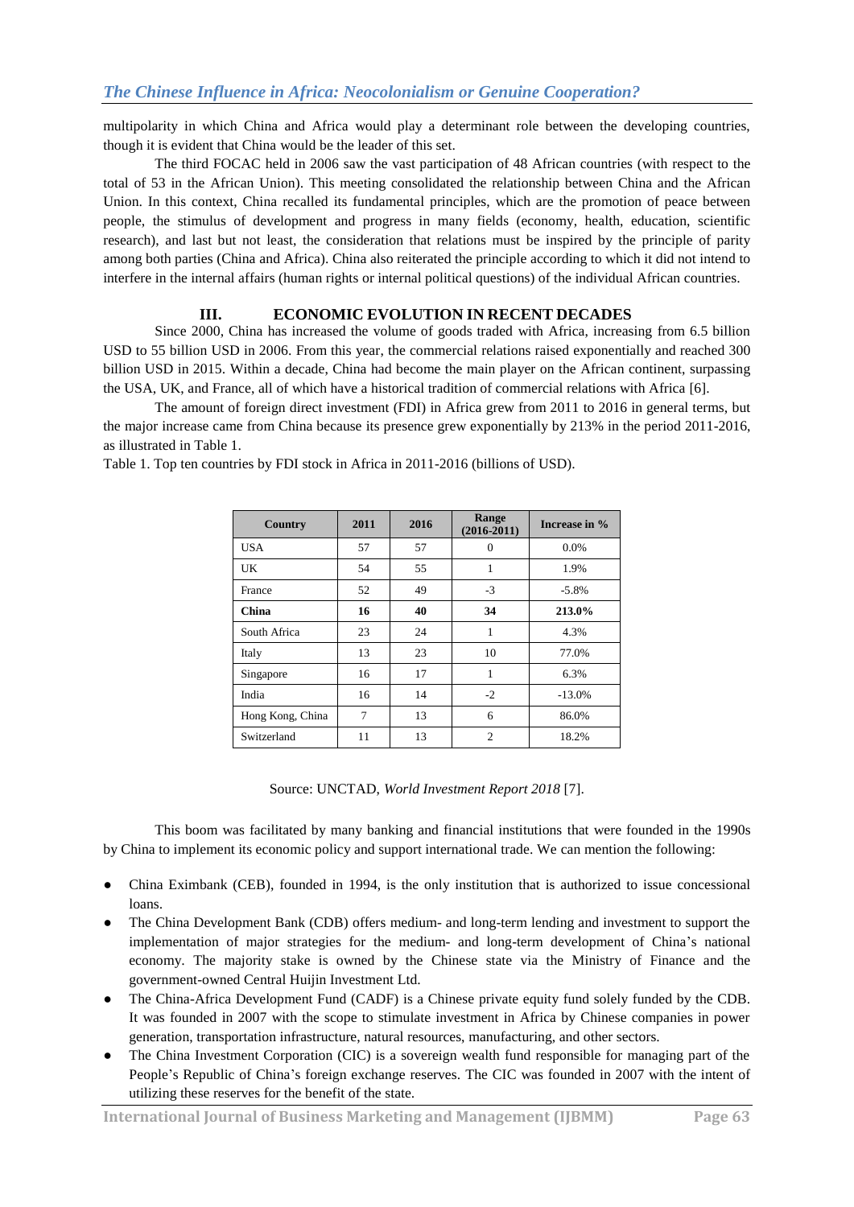multipolarity in which China and Africa would play a determinant role between the developing countries, though it is evident that China would be the leader of this set.

The third FOCAC held in 2006 saw the vast participation of 48 African countries (with respect to the total of 53 in the African Union). This meeting consolidated the relationship between China and the African Union. In this context, China recalled its fundamental principles, which are the promotion of peace between people, the stimulus of development and progress in many fields (economy, health, education, scientific research), and last but not least, the consideration that relations must be inspired by the principle of parity among both parties (China and Africa). China also reiterated the principle according to which it did not intend to interfere in the internal affairs (human rights or internal political questions) of the individual African countries.

## III. ECONOMIC EVOLUTION IN RECENT DECADES

Since 2000, China has increased the volume of goods traded with Africa, increasing from 6.5 billion USD to 55 billion USD in 2006. From this year, the commercial relations raised exponentially and reached 300 billion USD in 2015. Within a decade, China had become the main player on the African continent, surpassing the USA, UK, and France, all of which have a historical tradition of commercial relations with Africa [6].

The amount of foreign direct investment (FDI) in Africa grew from 2011 to 2016 in general terms, but the major increase came from China because its presence grew exponentially by 213% in the period 2011-2016, as illustrated in Table 1.

Table 1. Top ten countries by FDI stock in Africa in 2011-2016 (billions of USD).

| Country | 2011 | 2016 | Range (2016-2011) | Increase in % |
|---|---|---|---|---|
| USA | 57 | 57 | 0 | 0.0% |
| UK | 54 | 55 | 1 | 1.9% |
| France | 52 | 49 | -3 | -5.8% |
| **China** | **16** | **40** | **34** | **213.0%** |
| South Africa | 23 | 24 | 1 | 4.3% |
| Italy | 13 | 23 | 10 | 77.0% |
| Singapore | 16 | 17 | 1 | 6.3% |
| India | 16 | 14 | -2 | -13.0% |
| Hong Kong, China | 7 | 13 | 6 | 86.0% |
| Switzerland | 11 | 13 | 2 | 18.2% |

Source: UNCTAD, *World Investment Report 2018* [7].

This boom was facilitated by many banking and financial institutions that were founded in the 1990s by China to implement its economic policy and support international trade. We can mention the following:

- China Eximbank (CEB), founded in 1994, is the only institution that is authorized to issue concessional loans.
- The China Development Bank (CDB) offers medium- and long-term lending and investment to support the implementation of major strategies for the medium- and long-term development of China's national economy. The majority stake is owned by the Chinese state via the Ministry of Finance and the government-owned Central Huijin Investment Ltd.
- The China-Africa Development Fund (CADF) is a Chinese private equity fund solely funded by the CDB. It was founded in 2007 with the scope to stimulate investment in Africa by Chinese companies in power generation, transportation infrastructure, natural resources, manufacturing, and other sectors.
- The China Investment Corporation (CIC) is a sovereign wealth fund responsible for managing part of the People's Republic of China's foreign exchange reserves. The CIC was founded in 2007 with the intent of utilizing these reserves for the benefit of the state.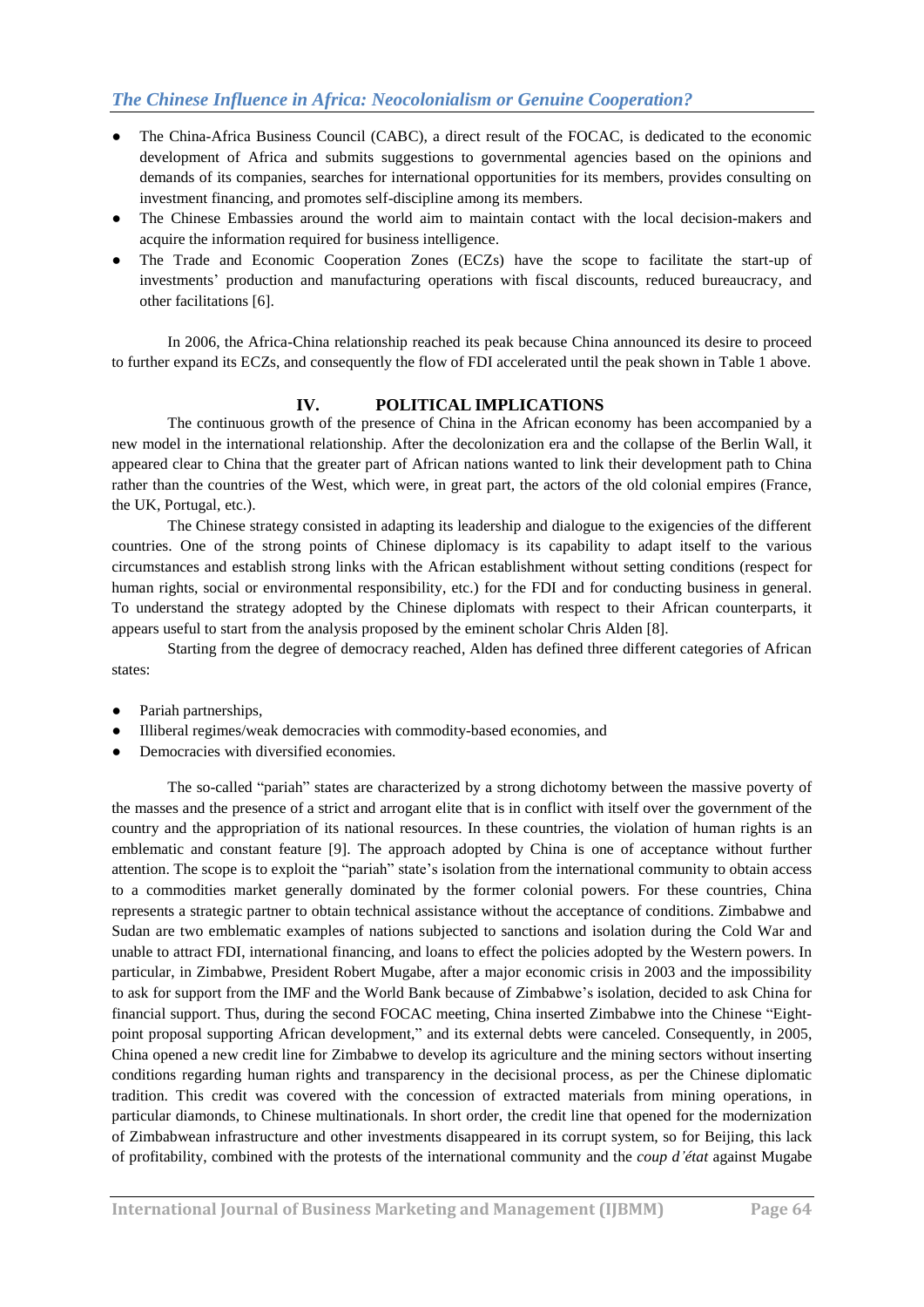- The China-Africa Business Council (CABC), a direct result of the FOCAC, is dedicated to the economic development of Africa and submits suggestions to governmental agencies based on the opinions and demands of its companies, searches for international opportunities for its members, provides consulting on investment financing, and promotes self-discipline among its members.
- The Chinese Embassies around the world aim to maintain contact with the local decision-makers and acquire the information required for business intelligence.
- The Trade and Economic Cooperation Zones (ECZs) have the scope to facilitate the start-up of investments' production and manufacturing operations with fiscal discounts, reduced bureaucracy, and other facilitations [6].

In 2006, the Africa-China relationship reached its peak because China announced its desire to proceed to further expand its ECZs, and consequently the flow of FDI accelerated until the peak shown in Table 1 above.

## IV. POLITICAL IMPLICATIONS

The continuous growth of the presence of China in the African economy has been accompanied by a new model in the international relationship. After the decolonization era and the collapse of the Berlin Wall, it appeared clear to China that the greater part of African nations wanted to link their development path to China rather than the countries of the West, which were, in great part, the actors of the old colonial empires (France, the UK, Portugal, etc.).

The Chinese strategy consisted in adapting its leadership and dialogue to the exigencies of the different countries. One of the strong points of Chinese diplomacy is its capability to adapt itself to the various circumstances and establish strong links with the African establishment without setting conditions (respect for human rights, social or environmental responsibility, etc.) for the FDI and for conducting business in general. To understand the strategy adopted by the Chinese diplomats with respect to their African counterparts, it appears useful to start from the analysis proposed by the eminent scholar Chris Alden [8].

Starting from the degree of democracy reached, Alden has defined three different categories of African states:

- Pariah partnerships,
- Illiberal regimes/weak democracies with commodity-based economies, and
- Democracies with diversified economies.

The so-called "pariah" states are characterized by a strong dichotomy between the massive poverty of the masses and the presence of a strict and arrogant elite that is in conflict with itself over the government of the country and the appropriation of its national resources. In these countries, the violation of human rights is an emblematic and constant feature [9]. The approach adopted by China is one of acceptance without further attention. The scope is to exploit the "pariah" state's isolation from the international community to obtain access to a commodities market generally dominated by the former colonial powers. For these countries, China represents a strategic partner to obtain technical assistance without the acceptance of conditions. Zimbabwe and Sudan are two emblematic examples of nations subjected to sanctions and isolation during the Cold War and unable to attract FDI, international financing, and loans to effect the policies adopted by the Western powers. In particular, in Zimbabwe, President Robert Mugabe, after a major economic crisis in 2003 and the impossibility to ask for support from the IMF and the World Bank because of Zimbabwe's isolation, decided to ask China for financial support. Thus, during the second FOCAC meeting, China inserted Zimbabwe into the Chinese "Eight-point proposal supporting African development," and its external debts were canceled. Consequently, in 2005, China opened a new credit line for Zimbabwe to develop its agriculture and the mining sectors without inserting conditions regarding human rights and transparency in the decisional process, as per the Chinese diplomatic tradition. This credit was covered with the concession of extracted materials from mining operations, in particular diamonds, to Chinese multinationals. In short order, the credit line that opened for the modernization of Zimbabwean infrastructure and other investments disappeared in its corrupt system, so for Beijing, this lack of profitability, combined with the protests of the international community and the *coup d'état* against Mugabe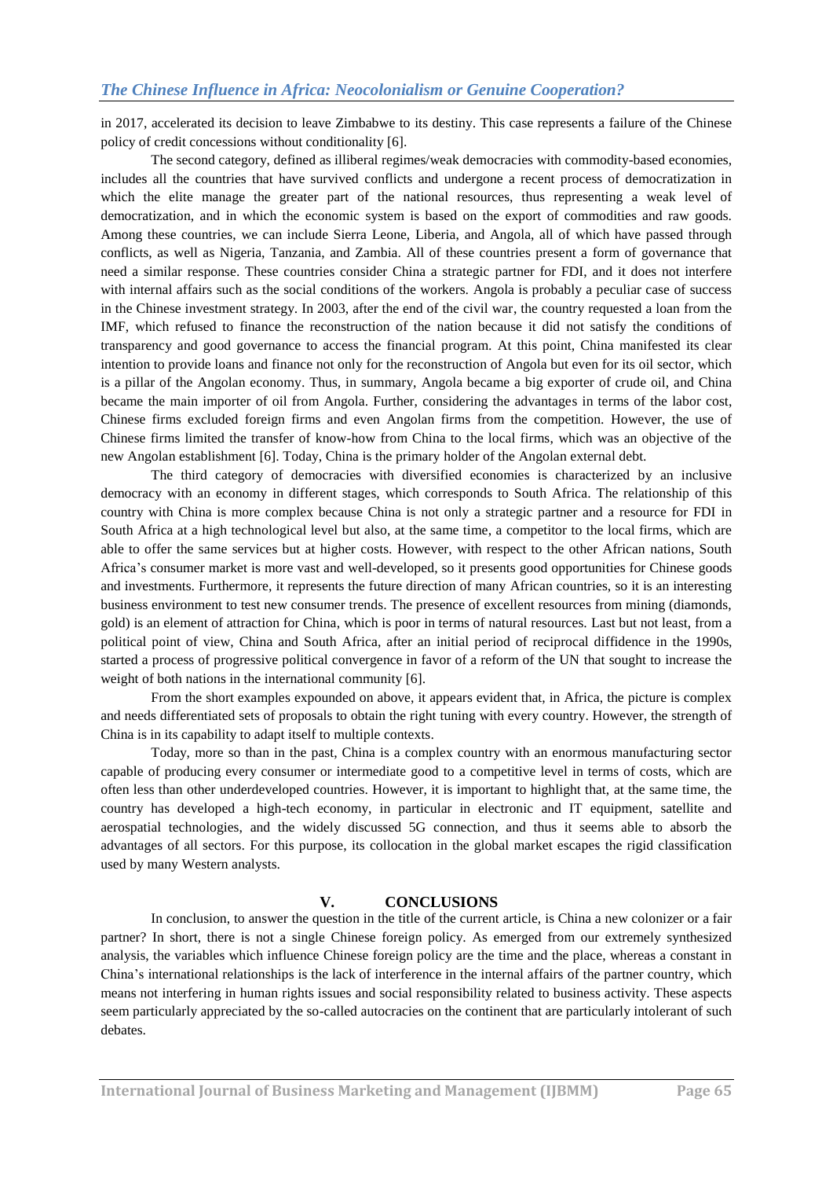in 2017, accelerated its decision to leave Zimbabwe to its destiny. This case represents a failure of the Chinese policy of credit concessions without conditionality [6].

The second category, defined as illiberal regimes/weak democracies with commodity-based economies, includes all the countries that have survived conflicts and undergone a recent process of democratization in which the elite manage the greater part of the national resources, thus representing a weak level of democratization, and in which the economic system is based on the export of commodities and raw goods. Among these countries, we can include Sierra Leone, Liberia, and Angola, all of which have passed through conflicts, as well as Nigeria, Tanzania, and Zambia. All of these countries present a form of governance that need a similar response. These countries consider China a strategic partner for FDI, and it does not interfere with internal affairs such as the social conditions of the workers. Angola is probably a peculiar case of success in the Chinese investment strategy. In 2003, after the end of the civil war, the country requested a loan from the IMF, which refused to finance the reconstruction of the nation because it did not satisfy the conditions of transparency and good governance to access the financial program. At this point, China manifested its clear intention to provide loans and finance not only for the reconstruction of Angola but even for its oil sector, which is a pillar of the Angolan economy. Thus, in summary, Angola became a big exporter of crude oil, and China became the main importer of oil from Angola. Further, considering the advantages in terms of the labor cost, Chinese firms excluded foreign firms and even Angolan firms from the competition. However, the use of Chinese firms limited the transfer of know-how from China to the local firms, which was an objective of the new Angolan establishment [6]. Today, China is the primary holder of the Angolan external debt.

The third category of democracies with diversified economies is characterized by an inclusive democracy with an economy in different stages, which corresponds to South Africa. The relationship of this country with China is more complex because China is not only a strategic partner and a resource for FDI in South Africa at a high technological level but also, at the same time, a competitor to the local firms, which are able to offer the same services but at higher costs. However, with respect to the other African nations, South Africa's consumer market is more vast and well-developed, so it presents good opportunities for Chinese goods and investments. Furthermore, it represents the future direction of many African countries, so it is an interesting business environment to test new consumer trends. The presence of excellent resources from mining (diamonds, gold) is an element of attraction for China, which is poor in terms of natural resources. Last but not least, from a political point of view, China and South Africa, after an initial period of reciprocal diffidence in the 1990s, started a process of progressive political convergence in favor of a reform of the UN that sought to increase the weight of both nations in the international community [6].

From the short examples expounded on above, it appears evident that, in Africa, the picture is complex and needs differentiated sets of proposals to obtain the right tuning with every country. However, the strength of China is in its capability to adapt itself to multiple contexts.

Today, more so than in the past, China is a complex country with an enormous manufacturing sector capable of producing every consumer or intermediate good to a competitive level in terms of costs, which are often less than other underdeveloped countries. However, it is important to highlight that, at the same time, the country has developed a high-tech economy, in particular in electronic and IT equipment, satellite and aerospatial technologies, and the widely discussed 5G connection, and thus it seems able to absorb the advantages of all sectors. For this purpose, its collocation in the global market escapes the rigid classification used by many Western analysts.

## V. CONCLUSIONS

In conclusion, to answer the question in the title of the current article, is China a new colonizer or a fair partner? In short, there is not a single Chinese foreign policy. As emerged from our extremely synthesized analysis, the variables which influence Chinese foreign policy are the time and the place, whereas a constant in China's international relationships is the lack of interference in the internal affairs of the partner country, which means not interfering in human rights issues and social responsibility related to business activity. These aspects seem particularly appreciated by the so-called autocracies on the continent that are particularly intolerant of such debates.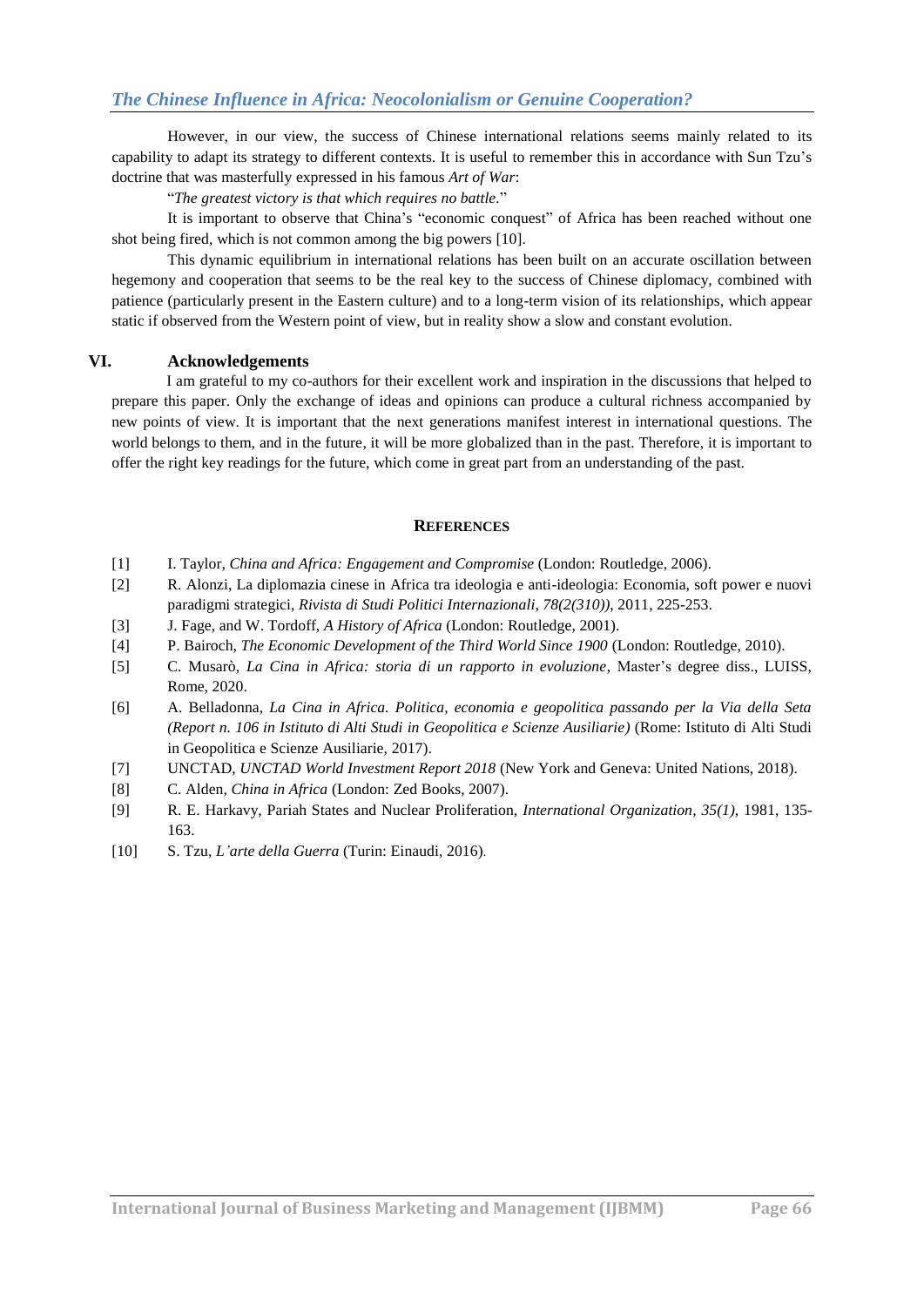However, in our view, the success of Chinese international relations seems mainly related to its capability to adapt its strategy to different contexts. It is useful to remember this in accordance with Sun Tzu's doctrine that was masterfully expressed in his famous *Art of War*:

"*The greatest victory is that which requires no battle*."

It is important to observe that China's "economic conquest" of Africa has been reached without one shot being fired, which is not common among the big powers [10].

This dynamic equilibrium in international relations has been built on an accurate oscillation between hegemony and cooperation that seems to be the real key to the success of Chinese diplomacy, combined with patience (particularly present in the Eastern culture) and to a long-term vision of its relationships, which appear static if observed from the Western point of view, but in reality show a slow and constant evolution.

## VI. Acknowledgements

I am grateful to my co-authors for their excellent work and inspiration in the discussions that helped to prepare this paper. Only the exchange of ideas and opinions can produce a cultural richness accompanied by new points of view. It is important that the next generations manifest interest in international questions. The world belongs to them, and in the future, it will be more globalized than in the past. Therefore, it is important to offer the right key readings for the future, which come in great part from an understanding of the past.

## REFERENCES

[1] I. Taylor, *China and Africa: Engagement and Compromise* (London: Routledge, 2006).

[2] R. Alonzi, La diplomazia cinese in Africa tra ideologia e anti-ideologia: Economia, soft power e nuovi paradigmi strategici, *Rivista di Studi Politici Internazionali, 78(2(310))*, 2011, 225-253.

[3] J. Fage, and W. Tordoff, *A History of Africa* (London: Routledge, 2001).

[4] P. Bairoch, *The Economic Development of the Third World Since 1900* (London: Routledge, 2010).

[5] C. Musarò, *La Cina in Africa: storia di un rapporto in evoluzione*, Master's degree diss., LUISS, Rome, 2020.

[6] A. Belladonna, *La Cina in Africa. Politica, economia e geopolitica passando per la Via della Seta (Report n. 106 in Istituto di Alti Studi in Geopolitica e Scienze Ausiliarie)* (Rome: Istituto di Alti Studi in Geopolitica e Scienze Ausiliarie, 2017).

[7] UNCTAD, *UNCTAD World Investment Report 2018* (New York and Geneva: United Nations, 2018).

[8] C. Alden, *China in Africa* (London: Zed Books, 2007).

[9] R. E. Harkavy, Pariah States and Nuclear Proliferation, *International Organization, 35(1)*, 1981, 135-163.

[10] S. Tzu, *L'arte della Guerra* (Turin: Einaudi, 2016).